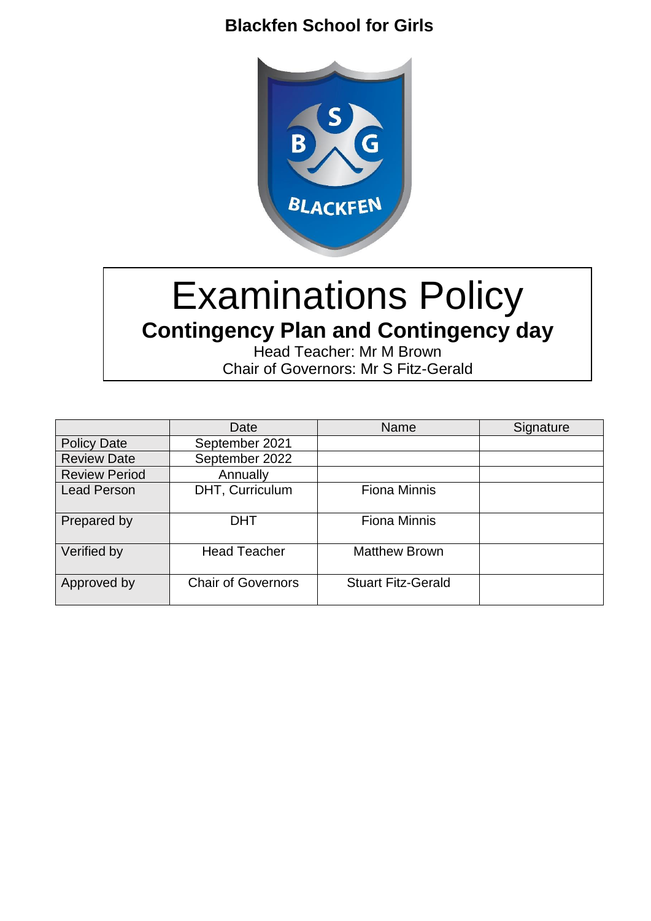**Blackfen School for Girls**

# Examinations Policy

## Contingency Plan and Contingency day

Head Teacher: Mr M Brown

Chair of Governors: Mr S Fitz-Gerald

| | Date | Name | Signature |
|---|---|---|---|
| Policy Date | September 2021 | | |
| Review Date | September 2022 | | |
| Review Period | Annually | | |
| Lead Person | DHT, Curriculum | Fiona Minnis | |
| Prepared by | DHT | Fiona Minnis | |
| Verified by | Head Teacher | Matthew Brown | |
| Approved by | Chair of Governors | Stuart Fitz-Gerald | |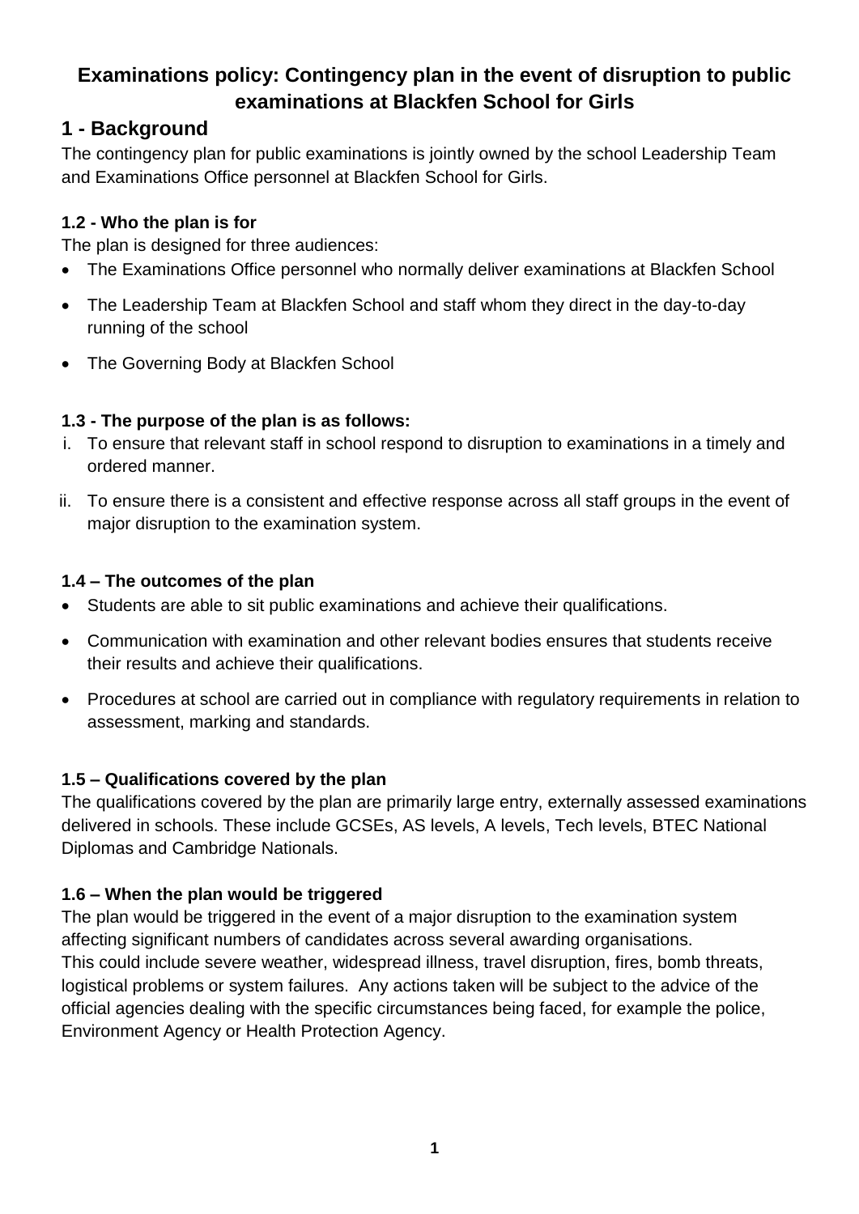# Examinations policy: Contingency plan in the event of disruption to public examinations at Blackfen School for Girls

## 1 - Background

The contingency plan for public examinations is jointly owned by the school Leadership Team and Examinations Office personnel at Blackfen School for Girls.

### 1.2 - Who the plan is for

The plan is designed for three audiences:

- The Examinations Office personnel who normally deliver examinations at Blackfen School
- The Leadership Team at Blackfen School and staff whom they direct in the day-to-day running of the school
- The Governing Body at Blackfen School

### 1.3 - The purpose of the plan is as follows:

i. To ensure that relevant staff in school respond to disruption to examinations in a timely and ordered manner.

ii. To ensure there is a consistent and effective response across all staff groups in the event of major disruption to the examination system.

### 1.4 – The outcomes of the plan

- Students are able to sit public examinations and achieve their qualifications.
- Communication with examination and other relevant bodies ensures that students receive their results and achieve their qualifications.
- Procedures at school are carried out in compliance with regulatory requirements in relation to assessment, marking and standards.

### 1.5 – Qualifications covered by the plan

The qualifications covered by the plan are primarily large entry, externally assessed examinations delivered in schools. These include GCSEs, AS levels, A levels, Tech levels, BTEC National Diplomas and Cambridge Nationals.

### 1.6 – When the plan would be triggered

The plan would be triggered in the event of a major disruption to the examination system affecting significant numbers of candidates across several awarding organisations.
This could include severe weather, widespread illness, travel disruption, fires, bomb threats, logistical problems or system failures. Any actions taken will be subject to the advice of the official agencies dealing with the specific circumstances being faced, for example the police, Environment Agency or Health Protection Agency.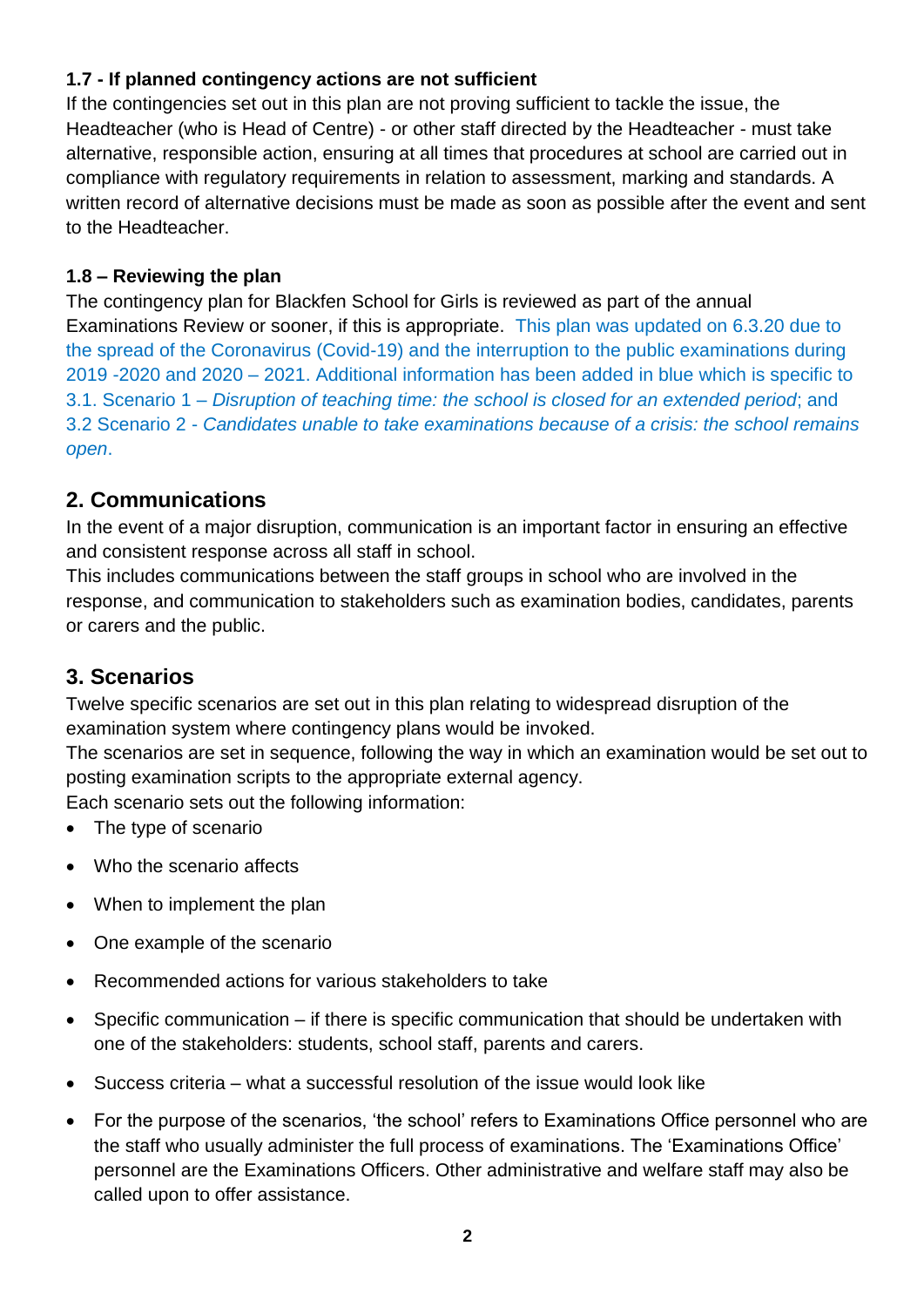### 1.7 - If planned contingency actions are not sufficient

If the contingencies set out in this plan are not proving sufficient to tackle the issue, the Headteacher (who is Head of Centre) - or other staff directed by the Headteacher - must take alternative, responsible action, ensuring at all times that procedures at school are carried out in compliance with regulatory requirements in relation to assessment, marking and standards. A written record of alternative decisions must be made as soon as possible after the event and sent to the Headteacher.

### 1.8 – Reviewing the plan

The contingency plan for Blackfen School for Girls is reviewed as part of the annual Examinations Review or sooner, if this is appropriate. This plan was updated on 6.3.20 due to the spread of the Coronavirus (Covid-19) and the interruption to the public examinations during 2019 -2020 and 2020 – 2021. Additional information has been added in blue which is specific to 3.1. Scenario 1 – *Disruption of teaching time: the school is closed for an extended period*; and 3.2 Scenario 2 - *Candidates unable to take examinations because of a crisis: the school remains open*.

## 2. Communications

In the event of a major disruption, communication is an important factor in ensuring an effective and consistent response across all staff in school.

This includes communications between the staff groups in school who are involved in the response, and communication to stakeholders such as examination bodies, candidates, parents or carers and the public.

## 3. Scenarios

Twelve specific scenarios are set out in this plan relating to widespread disruption of the examination system where contingency plans would be invoked.

The scenarios are set in sequence, following the way in which an examination would be set out to posting examination scripts to the appropriate external agency.

Each scenario sets out the following information:

- The type of scenario
- Who the scenario affects
- When to implement the plan
- One example of the scenario
- Recommended actions for various stakeholders to take
- Specific communication – if there is specific communication that should be undertaken with one of the stakeholders: students, school staff, parents and carers.
- Success criteria – what a successful resolution of the issue would look like
- For the purpose of the scenarios, 'the school' refers to Examinations Office personnel who are the staff who usually administer the full process of examinations. The 'Examinations Office' personnel are the Examinations Officers. Other administrative and welfare staff may also be called upon to offer assistance.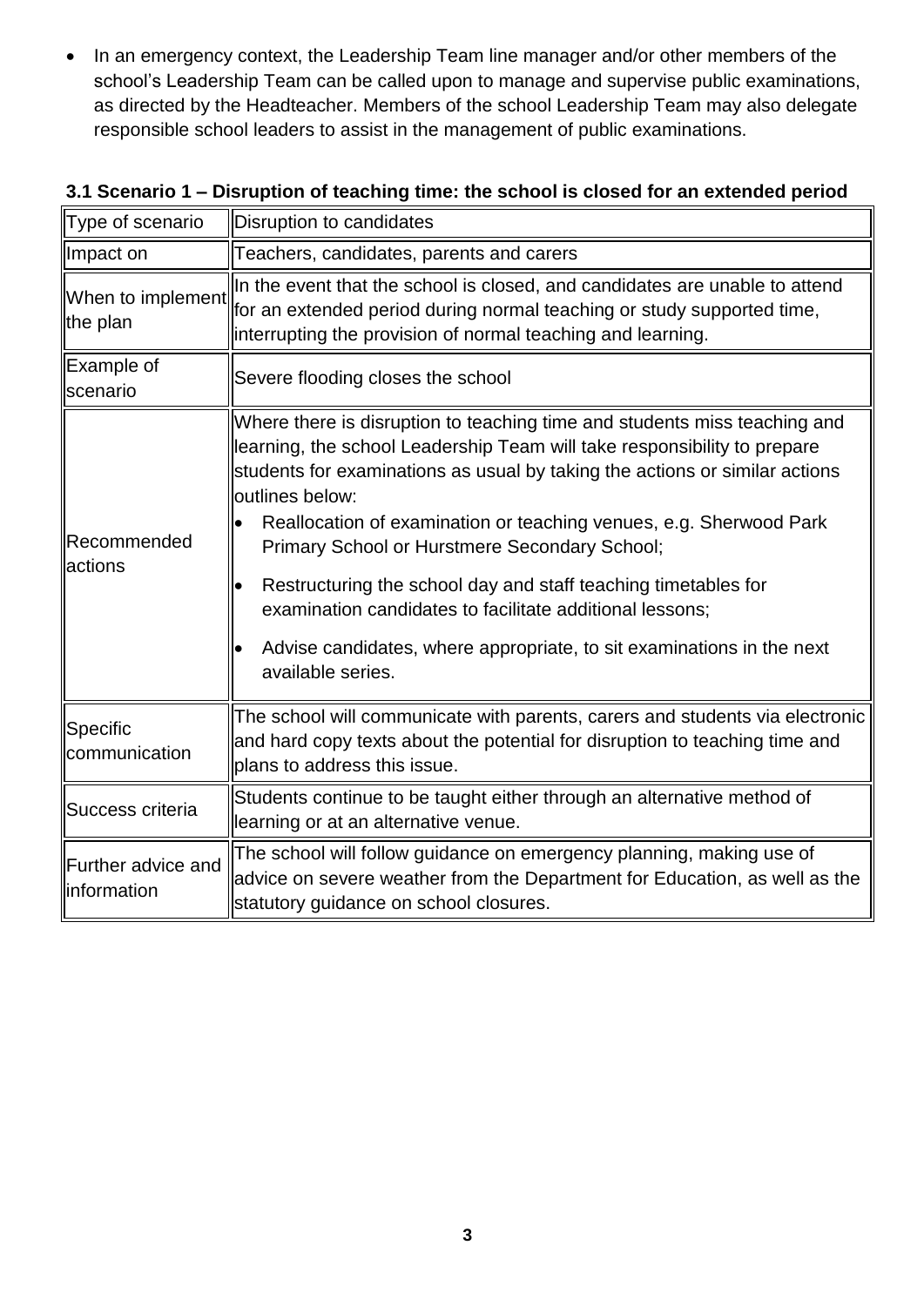- In an emergency context, the Leadership Team line manager and/or other members of the school's Leadership Team can be called upon to manage and supervise public examinations, as directed by the Headteacher. Members of the school Leadership Team may also delegate responsible school leaders to assist in the management of public examinations.

### 3.1 Scenario 1 – Disruption of teaching time: the school is closed for an extended period

| Type of scenario | Disruption to candidates |
|---|---|
| Impact on | Teachers, candidates, parents and carers |
| When to implement the plan | In the event that the school is closed, and candidates are unable to attend for an extended period during normal teaching or study supported time, interrupting the provision of normal teaching and learning. |
| Example of scenario | Severe flooding closes the school |
| Recommended actions | Where there is disruption to teaching time and students miss teaching and learning, the school Leadership Team will take responsibility to prepare students for examinations as usual by taking the actions or similar actions outlines below:<br>• Reallocation of examination or teaching venues, e.g. Sherwood Park Primary School or Hurstmere Secondary School;<br>• Restructuring the school day and staff teaching timetables for examination candidates to facilitate additional lessons;<br>• Advise candidates, where appropriate, to sit examinations in the next available series. |
| Specific communication | The school will communicate with parents, carers and students via electronic and hard copy texts about the potential for disruption to teaching time and plans to address this issue. |
| Success criteria | Students continue to be taught either through an alternative method of learning or at an alternative venue. |
| Further advice and information | The school will follow guidance on emergency planning, making use of advice on severe weather from the Department for Education, as well as the statutory guidance on school closures. |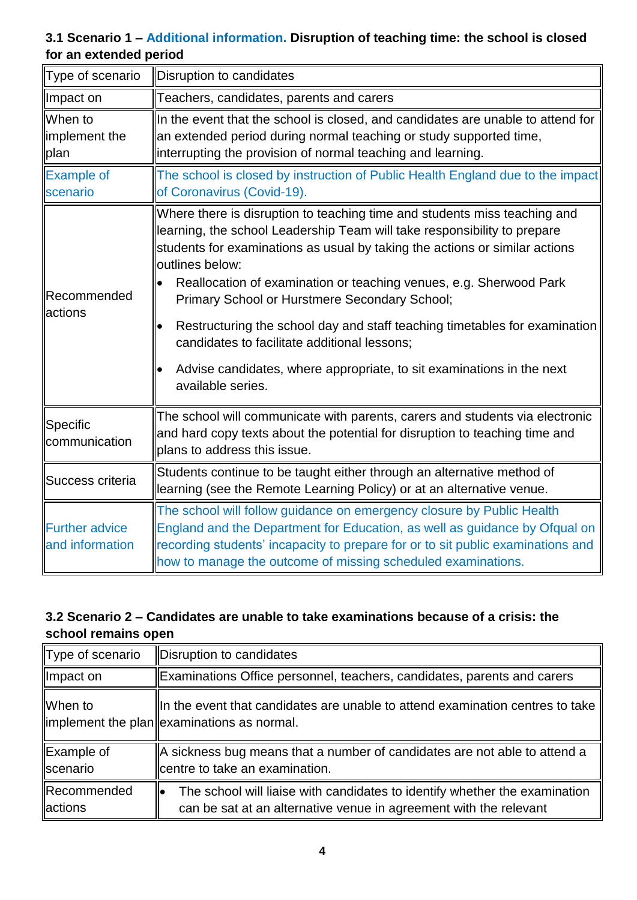### 3.1 Scenario 1 – Additional information. Disruption of teaching time: the school is closed for an extended period

| Type of scenario | Disruption to candidates |
|---|---|
| Impact on | Teachers, candidates, parents and carers |
| When to implement the plan | In the event that the school is closed, and candidates are unable to attend for an extended period during normal teaching or study supported time, interrupting the provision of normal teaching and learning. |
| Example of scenario | The school is closed by instruction of Public Health England due to the impact of Coronavirus (Covid-19). |
| Recommended actions | Where there is disruption to teaching time and students miss teaching and learning, the school Leadership Team will take responsibility to prepare students for examinations as usual by taking the actions or similar actions outlines below:<br>• Reallocation of examination or teaching venues, e.g. Sherwood Park Primary School or Hurstmere Secondary School;<br>• Restructuring the school day and staff teaching timetables for examination candidates to facilitate additional lessons;<br>• Advise candidates, where appropriate, to sit examinations in the next available series. |
| Specific communication | The school will communicate with parents, carers and students via electronic and hard copy texts about the potential for disruption to teaching time and plans to address this issue. |
| Success criteria | Students continue to be taught either through an alternative method of learning (see the Remote Learning Policy) or at an alternative venue. |
| Further advice and information | The school will follow guidance on emergency closure by Public Health England and the Department for Education, as well as guidance by Ofqual on recording students' incapacity to prepare for or to sit public examinations and how to manage the outcome of missing scheduled examinations. |

### 3.2 Scenario 2 – Candidates are unable to take examinations because of a crisis: the school remains open

| Type of scenario | Disruption to candidates |
|---|---|
| Impact on | Examinations Office personnel, teachers, candidates, parents and carers |
| When to implement the plan | In the event that candidates are unable to attend examination centres to take examinations as normal. |
| Example of scenario | A sickness bug means that a number of candidates are not able to attend a centre to take an examination. |
| Recommended actions | • The school will liaise with candidates to identify whether the examination can be sat at an alternative venue in agreement with the relevant |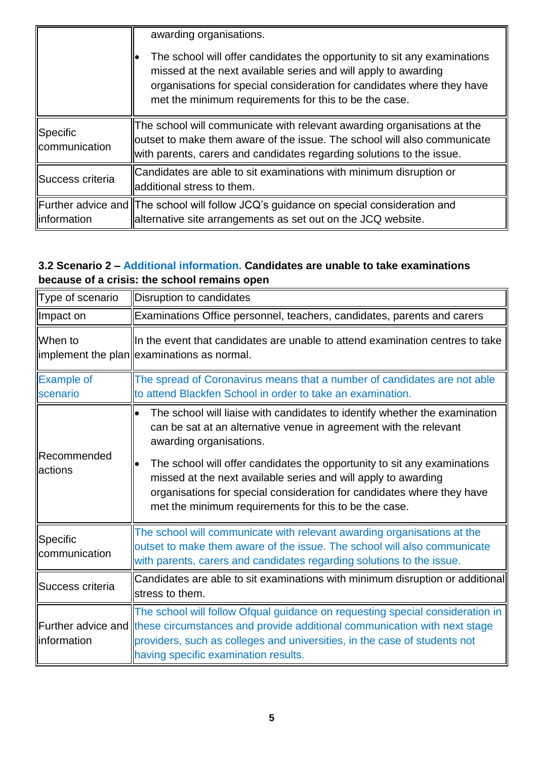|  |  |
|---|---|
|  | awarding organisations.<br>• The school will offer candidates the opportunity to sit any examinations missed at the next available series and will apply to awarding organisations for special consideration for candidates where they have met the minimum requirements for this to be the case. |
| Specific communication | The school will communicate with relevant awarding organisations at the outset to make them aware of the issue. The school will also communicate with parents, carers and candidates regarding solutions to the issue. |
| Success criteria | Candidates are able to sit examinations with minimum disruption or additional stress to them. |
| Further advice and information | The school will follow JCQ's guidance on special consideration and alternative site arrangements as set out on the JCQ website. |

### 3.2 Scenario 2 – Additional information. Candidates are unable to take examinations because of a crisis: the school remains open

|  |  |
|---|---|
| Type of scenario | Disruption to candidates |
| Impact on | Examinations Office personnel, teachers, candidates, parents and carers |
| When to implement the plan | In the event that candidates are unable to attend examination centres to take examinations as normal. |
| Example of scenario | The spread of Coronavirus means that a number of candidates are not able to attend Blackfen School in order to take an examination. |
| Recommended actions | • The school will liaise with candidates to identify whether the examination can be sat at an alternative venue in agreement with the relevant awarding organisations.<br>• The school will offer candidates the opportunity to sit any examinations missed at the next available series and will apply to awarding organisations for special consideration for candidates where they have met the minimum requirements for this to be the case. |
| Specific communication | The school will communicate with relevant awarding organisations at the outset to make them aware of the issue. The school will also communicate with parents, carers and candidates regarding solutions to the issue. |
| Success criteria | Candidates are able to sit examinations with minimum disruption or additional stress to them. |
| Further advice and information | The school will follow Ofqual guidance on requesting special consideration in these circumstances and provide additional communication with next stage providers, such as colleges and universities, in the case of students not having specific examination results. |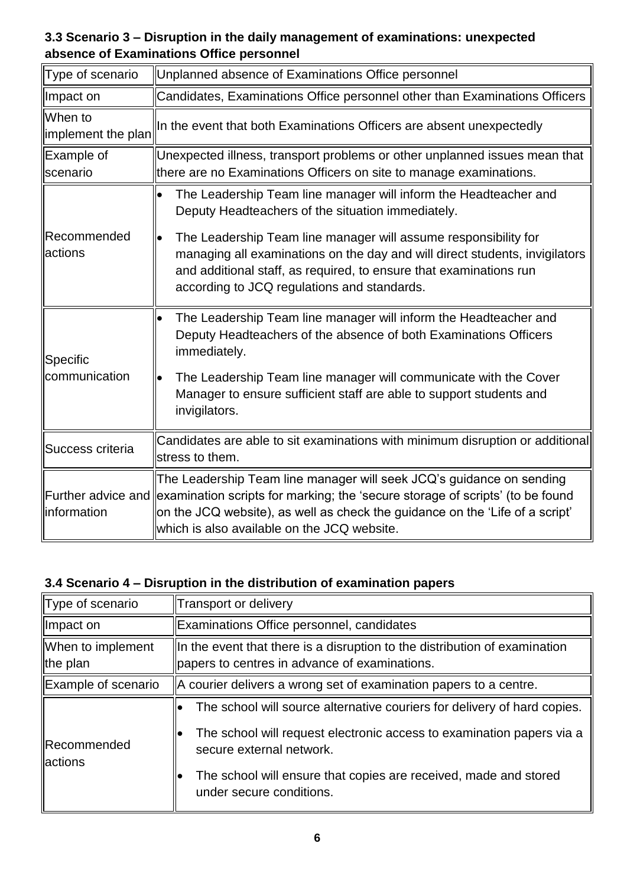### 3.3 Scenario 3 – Disruption in the daily management of examinations: unexpected absence of Examinations Office personnel

| | |
|---|---|
| Type of scenario | Unplanned absence of Examinations Office personnel |
| Impact on | Candidates, Examinations Office personnel other than Examinations Officers |
| When to implement the plan | In the event that both Examinations Officers are absent unexpectedly |
| Example of scenario | Unexpected illness, transport problems or other unplanned issues mean that there are no Examinations Officers on site to manage examinations. |
| Recommended actions | • The Leadership Team line manager will inform the Headteacher and Deputy Headteachers of the situation immediately.<br>• The Leadership Team line manager will assume responsibility for managing all examinations on the day and will direct students, invigilators and additional staff, as required, to ensure that examinations run according to JCQ regulations and standards. |
| Specific communication | • The Leadership Team line manager will inform the Headteacher and Deputy Headteachers of the absence of both Examinations Officers immediately.<br>• The Leadership Team line manager will communicate with the Cover Manager to ensure sufficient staff are able to support students and invigilators. |
| Success criteria | Candidates are able to sit examinations with minimum disruption or additional stress to them. |
| Further advice and information | The Leadership Team line manager will seek JCQ's guidance on sending examination scripts for marking; the 'secure storage of scripts' (to be found on the JCQ website), as well as check the guidance on the 'Life of a script' which is also available on the JCQ website. |

### 3.4 Scenario 4 – Disruption in the distribution of examination papers

| | |
|---|---|
| Type of scenario | Transport or delivery |
| Impact on | Examinations Office personnel, candidates |
| When to implement the plan | In the event that there is a disruption to the distribution of examination papers to centres in advance of examinations. |
| Example of scenario | A courier delivers a wrong set of examination papers to a centre. |
| Recommended actions | • The school will source alternative couriers for delivery of hard copies.<br>• The school will request electronic access to examination papers via a secure external network.<br>• The school will ensure that copies are received, made and stored under secure conditions. |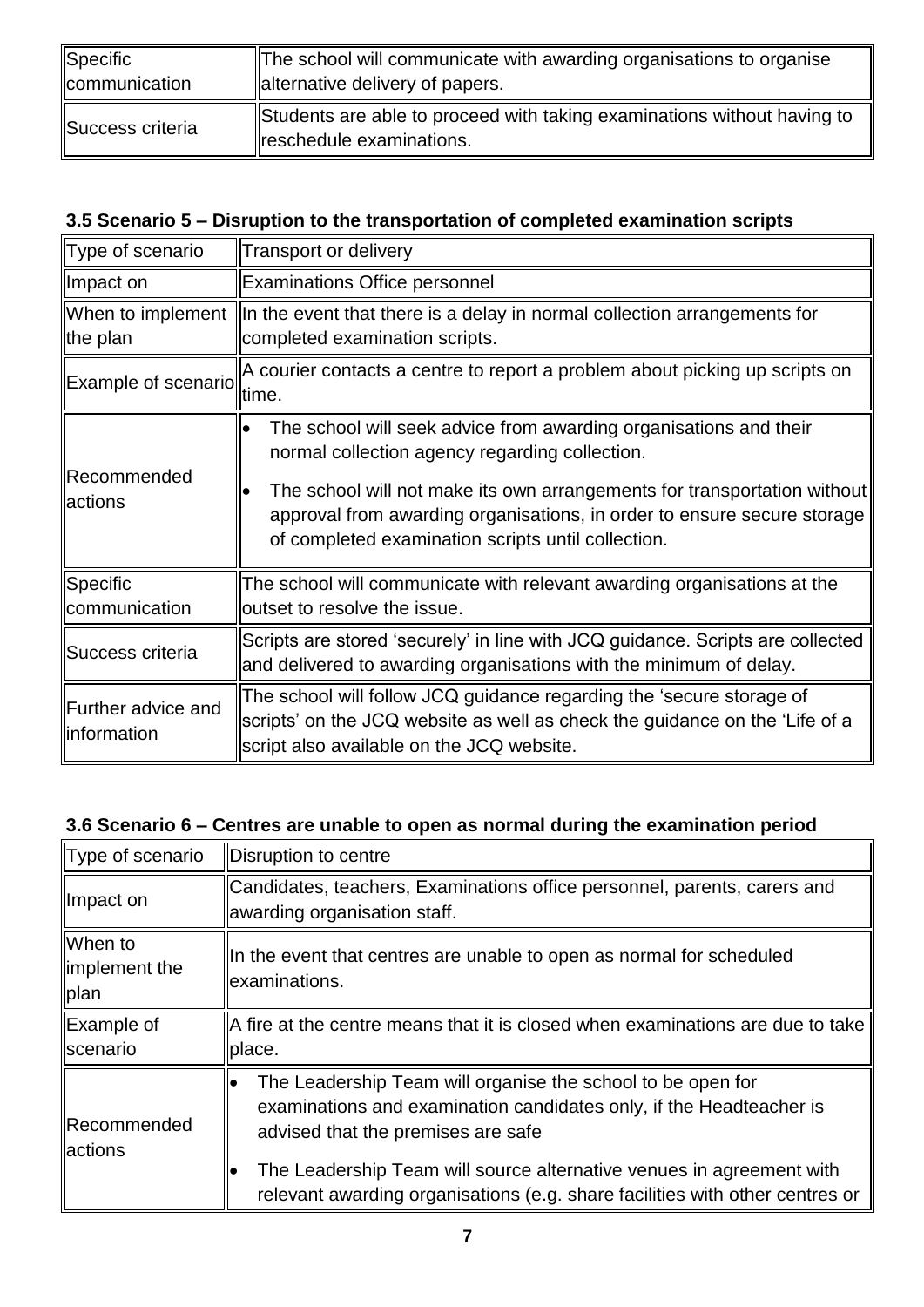| | |
|---|---|
| Specific communication | The school will communicate with awarding organisations to organise alternative delivery of papers. |
| Success criteria | Students are able to proceed with taking examinations without having to reschedule examinations. |

### 3.5 Scenario 5 – Disruption to the transportation of completed examination scripts

| | |
|---|---|
| Type of scenario | Transport or delivery |
| Impact on | Examinations Office personnel |
| When to implement the plan | In the event that there is a delay in normal collection arrangements for completed examination scripts. |
| Example of scenario | A courier contacts a centre to report a problem about picking up scripts on time. |
| Recommended actions | • The school will seek advice from awarding organisations and their normal collection agency regarding collection.<br>• The school will not make its own arrangements for transportation without approval from awarding organisations, in order to ensure secure storage of completed examination scripts until collection. |
| Specific communication | The school will communicate with relevant awarding organisations at the outset to resolve the issue. |
| Success criteria | Scripts are stored 'securely' in line with JCQ guidance. Scripts are collected and delivered to awarding organisations with the minimum of delay. |
| Further advice and information | The school will follow JCQ guidance regarding the 'secure storage of scripts' on the JCQ website as well as check the guidance on the 'Life of a script also available on the JCQ website. |

### 3.6 Scenario 6 – Centres are unable to open as normal during the examination period

| | |
|---|---|
| Type of scenario | Disruption to centre |
| Impact on | Candidates, teachers, Examinations office personnel, parents, carers and awarding organisation staff. |
| When to implement the plan | In the event that centres are unable to open as normal for scheduled examinations. |
| Example of scenario | A fire at the centre means that it is closed when examinations are due to take place. |
| Recommended actions | • The Leadership Team will organise the school to be open for examinations and examination candidates only, if the Headteacher is advised that the premises are safe<br>• The Leadership Team will source alternative venues in agreement with relevant awarding organisations (e.g. share facilities with other centres or |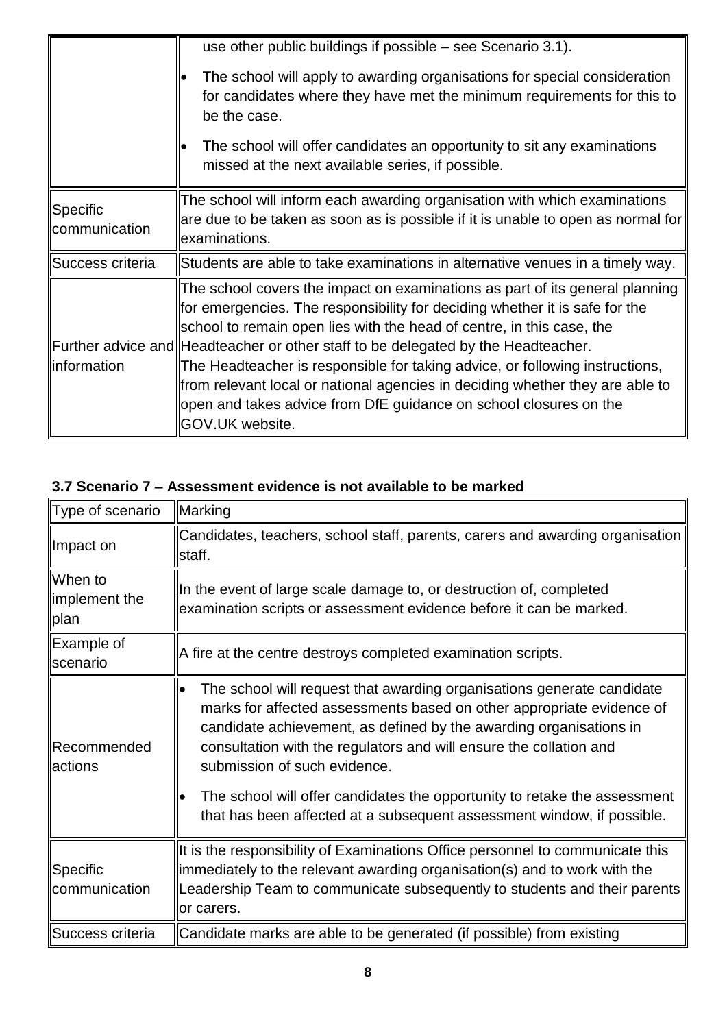| | |
|---|---|
| | use other public buildings if possible – see Scenario 3.1).<br>• The school will apply to awarding organisations for special consideration for candidates where they have met the minimum requirements for this to be the case.<br>• The school will offer candidates an opportunity to sit any examinations missed at the next available series, if possible. |
| Specific communication | The school will inform each awarding organisation with which examinations are due to be taken as soon as is possible if it is unable to open as normal for examinations. |
| Success criteria | Students are able to take examinations in alternative venues in a timely way. |
| Further advice and information | The school covers the impact on examinations as part of its general planning for emergencies. The responsibility for deciding whether it is safe for the school to remain open lies with the head of centre, in this case, the Headteacher or other staff to be delegated by the Headteacher.<br>The Headteacher is responsible for taking advice, or following instructions, from relevant local or national agencies in deciding whether they are able to open and takes advice from DfE guidance on school closures on the GOV.UK website. |

### 3.7 Scenario 7 – Assessment evidence is not available to be marked

| Type of scenario | Marking |
|---|---|
| Impact on | Candidates, teachers, school staff, parents, carers and awarding organisation staff. |
| When to implement the plan | In the event of large scale damage to, or destruction of, completed examination scripts or assessment evidence before it can be marked. |
| Example of scenario | A fire at the centre destroys completed examination scripts. |
| Recommended actions | • The school will request that awarding organisations generate candidate marks for affected assessments based on other appropriate evidence of candidate achievement, as defined by the awarding organisations in consultation with the regulators and will ensure the collation and submission of such evidence.<br>• The school will offer candidates the opportunity to retake the assessment that has been affected at a subsequent assessment window, if possible. |
| Specific communication | It is the responsibility of Examinations Office personnel to communicate this immediately to the relevant awarding organisation(s) and to work with the Leadership Team to communicate subsequently to students and their parents or carers. |
| Success criteria | Candidate marks are able to be generated (if possible) from existing |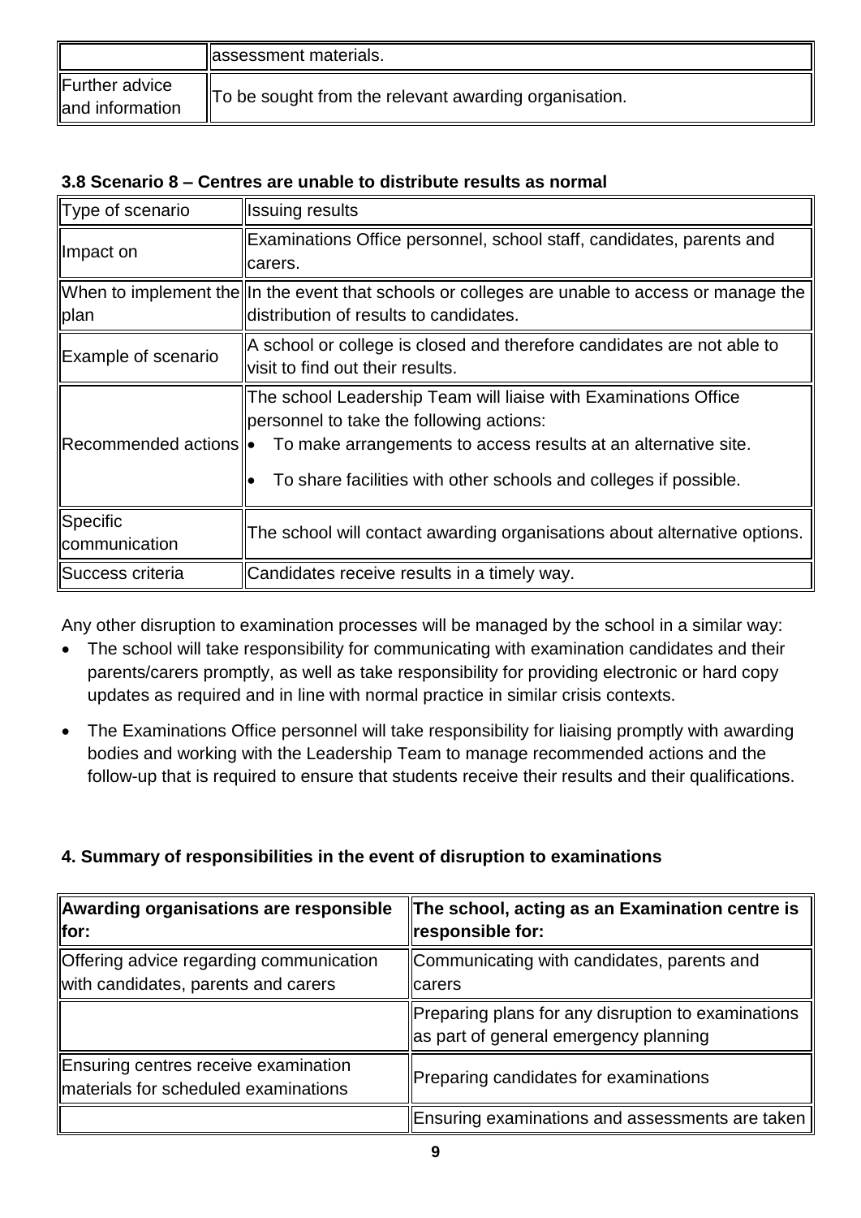| | assessment materials. |
|---|---|
| Further advice and information | To be sought from the relevant awarding organisation. |

### 3.8 Scenario 8 – Centres are unable to distribute results as normal

| Type of scenario | Issuing results |
|---|---|
| Impact on | Examinations Office personnel, school staff, candidates, parents and carers. |
| When to implement the plan | In the event that schools or colleges are unable to access or manage the distribution of results to candidates. |
| Example of scenario | A school or college is closed and therefore candidates are not able to visit to find out their results. |
| Recommended actions | The school Leadership Team will liaise with Examinations Office personnel to take the following actions: • To make arrangements to access results at an alternative site. • To share facilities with other schools and colleges if possible. |
| Specific communication | The school will contact awarding organisations about alternative options. |
| Success criteria | Candidates receive results in a timely way. |

Any other disruption to examination processes will be managed by the school in a similar way:

- The school will take responsibility for communicating with examination candidates and their parents/carers promptly, as well as take responsibility for providing electronic or hard copy updates as required and in line with normal practice in similar crisis contexts.
- The Examinations Office personnel will take responsibility for liaising promptly with awarding bodies and working with the Leadership Team to manage recommended actions and the follow-up that is required to ensure that students receive their results and their qualifications.

## 4. Summary of responsibilities in the event of disruption to examinations

| Awarding organisations are responsible for: | The school, acting as an Examination centre is responsible for: |
|---|---|
| Offering advice regarding communication with candidates, parents and carers | Communicating with candidates, parents and carers |
| | Preparing plans for any disruption to examinations as part of general emergency planning |
| Ensuring centres receive examination materials for scheduled examinations | Preparing candidates for examinations |
| | Ensuring examinations and assessments are taken |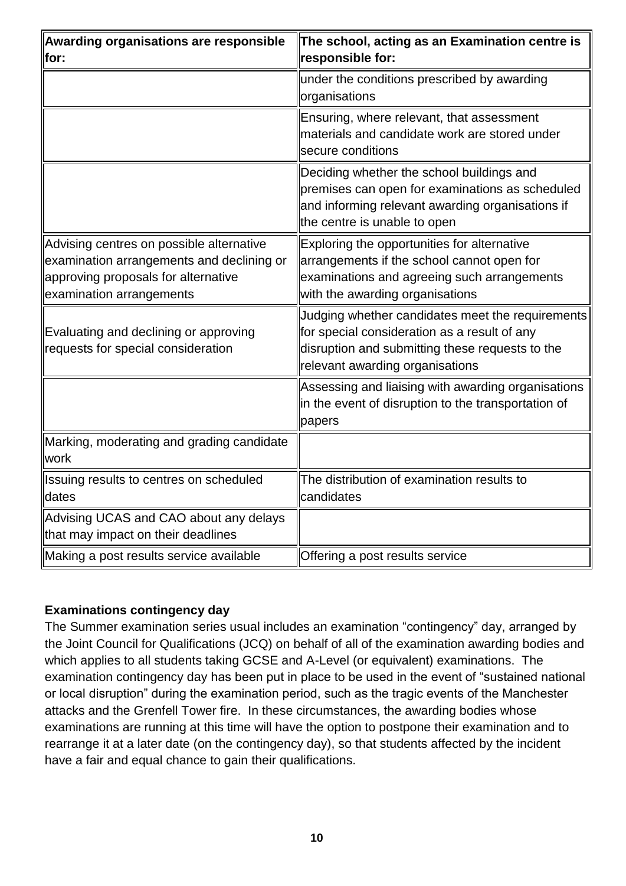| Awarding organisations are responsible for: | The school, acting as an Examination centre is responsible for: |
|---|---|
| | under the conditions prescribed by awarding organisations |
| | Ensuring, where relevant, that assessment materials and candidate work are stored under secure conditions |
| | Deciding whether the school buildings and premises can open for examinations as scheduled and informing relevant awarding organisations if the centre is unable to open |
| Advising centres on possible alternative examination arrangements and declining or approving proposals for alternative examination arrangements | Exploring the opportunities for alternative arrangements if the school cannot open for examinations and agreeing such arrangements with the awarding organisations |
| Evaluating and declining or approving requests for special consideration | Judging whether candidates meet the requirements for special consideration as a result of any disruption and submitting these requests to the relevant awarding organisations |
| | Assessing and liaising with awarding organisations in the event of disruption to the transportation of papers |
| Marking, moderating and grading candidate work | |
| Issuing results to centres on scheduled dates | The distribution of examination results to candidates |
| Advising UCAS and CAO about any delays that may impact on their deadlines | |
| Making a post results service available | Offering a post results service |

**Examinations contingency day**

The Summer examination series usual includes an examination "contingency" day, arranged by the Joint Council for Qualifications (JCQ) on behalf of all of the examination awarding bodies and which applies to all students taking GCSE and A-Level (or equivalent) examinations. The examination contingency day has been put in place to be used in the event of "sustained national or local disruption" during the examination period, such as the tragic events of the Manchester attacks and the Grenfell Tower fire. In these circumstances, the awarding bodies whose examinations are running at this time will have the option to postpone their examination and to rearrange it at a later date (on the contingency day), so that students affected by the incident have a fair and equal chance to gain their qualifications.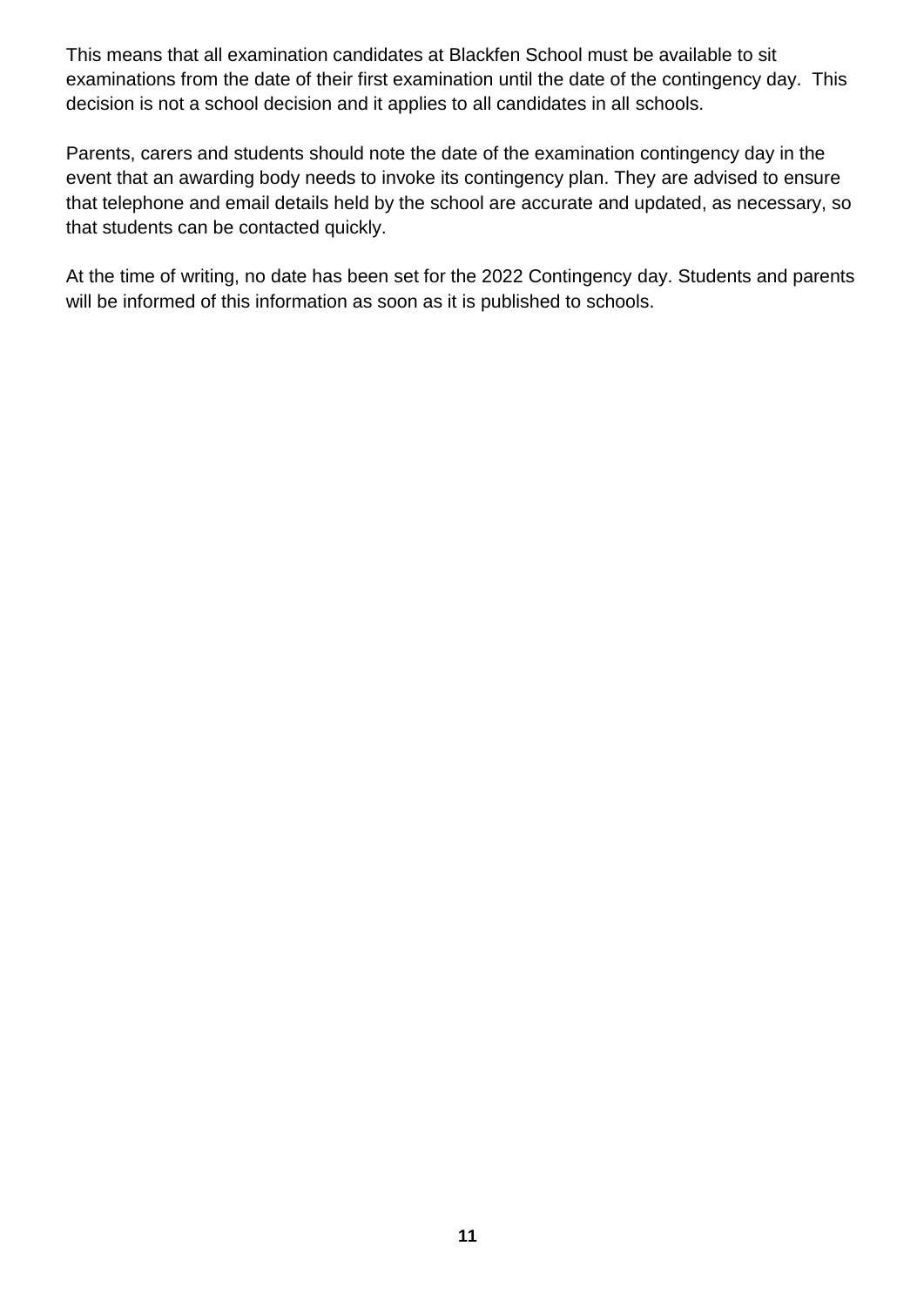This means that all examination candidates at Blackfen School must be available to sit examinations from the date of their first examination until the date of the contingency day. This decision is not a school decision and it applies to all candidates in all schools.

Parents, carers and students should note the date of the examination contingency day in the event that an awarding body needs to invoke its contingency plan. They are advised to ensure that telephone and email details held by the school are accurate and updated, as necessary, so that students can be contacted quickly.

At the time of writing, no date has been set for the 2022 Contingency day. Students and parents will be informed of this information as soon as it is published to schools.